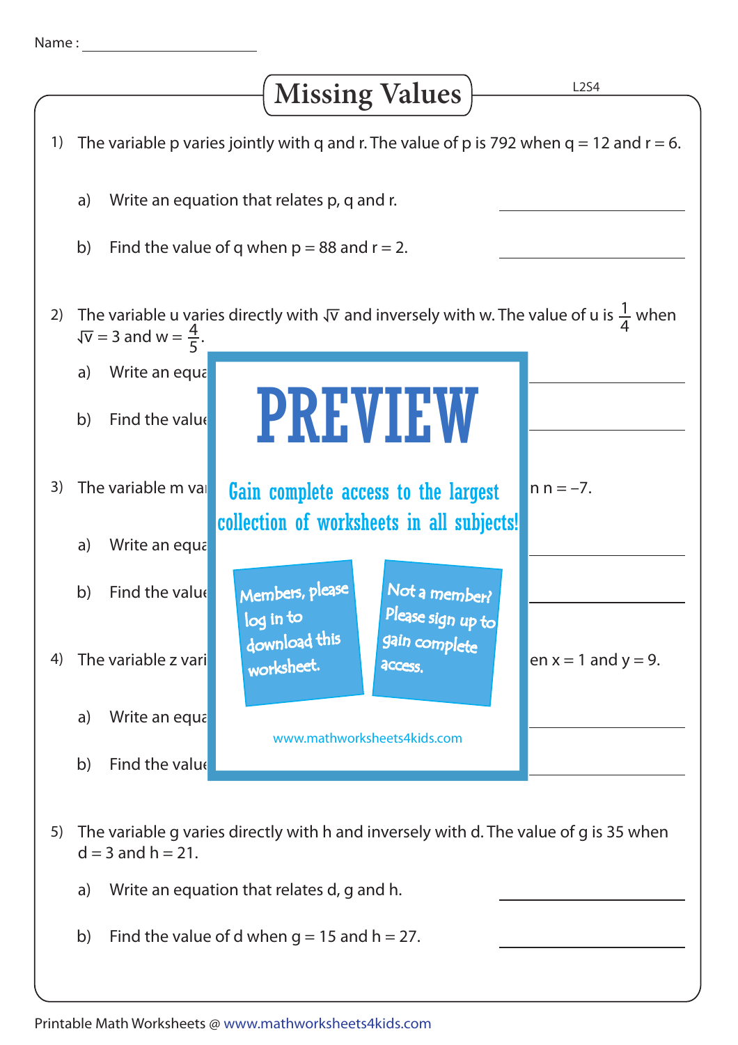Name : ______________________

# Missing Values

L2S4

1) The variable p varies jointly with q and r. The value of p is 792 when $q = 12$ and $r = 6$.

   a) Write an equation that relates p, q and r. ______________

   b) Find the value of q when $p = 88$ and $r = 2$. ______________

2) The variable u varies directly with $\sqrt{v}$ and inversely with w. The value of u is $\frac{1}{4}$ when $\sqrt{v} = 3$ and $w = \frac{4}{5}$.

   a) Write an equa ______________

   b) Find the value ______________

3) The variable m va n $n = -7$.

   a) Write an equa ______________

   b) Find the value ______________

4) The variable z vari en $x = 1$ and $y = 9$.

   a) Write an equa ______________

   b) Find the value ______________

PREVIEW

Gain complete access to the largest collection of worksheets in all subjects!

Members, please log in to download this worksheet.

Not a member? Please sign up to gain complete access.

www.mathworksheets4kids.com

5) The variable g varies directly with h and inversely with d. The value of g is 35 when $d = 3$ and $h = 21$.

   a) Write an equation that relates d, g and h. ______________

   b) Find the value of d when $g = 15$ and $h = 27$. ______________

Printable Math Worksheets @ www.mathworksheets4kids.com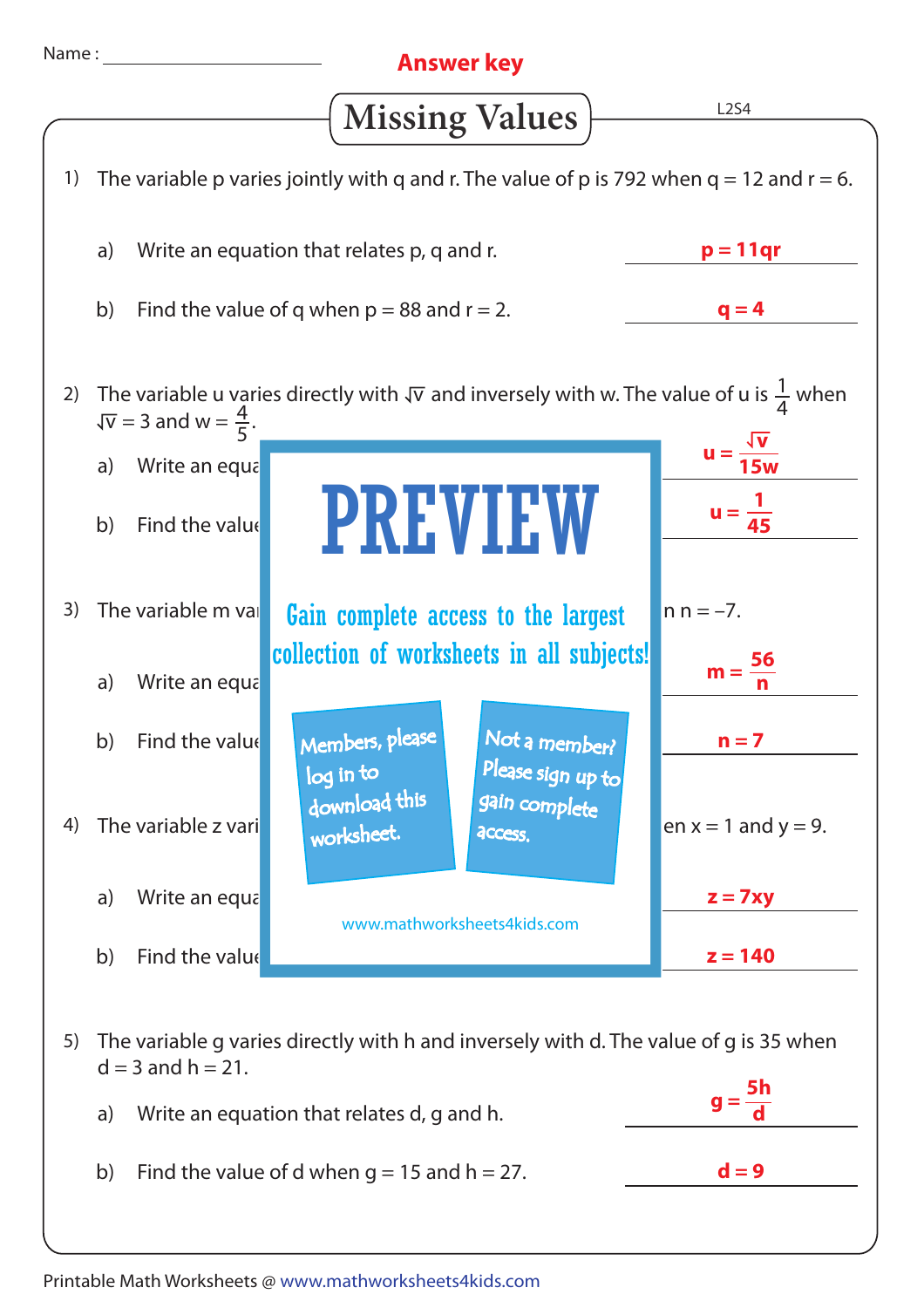Name : ______________________

**Answer key**

# Missing Values

L2S4

1) The variable p varies jointly with q and r. The value of p is 792 when $q = 12$ and $r = 6$.

   a) Write an equation that relates p, q and r. **$p = 11qr$**

   b) Find the value of q when $p = 88$ and $r = 2$. **$q = 4$**

2) The variable u varies directly with $\sqrt{v}$ and inversely with w. The value of u is $\frac{1}{4}$ when $\sqrt{v} = 3$ and $w = \frac{4}{5}$.

   a) Write an equa **$u = \frac{\sqrt{v}}{15w}$**

   b) Find the value **$u = \frac{1}{45}$**

3) The variable m va n $n = -7$.

   a) Write an equa **$m = \frac{56}{n}$**

   b) Find the value **$n = 7$**

4) The variable z vari en $x = 1$ and $y = 9$.

   a) Write an equa **$z = 7xy$**

   b) Find the value **$z = 140$**

PREVIEW

Gain complete access to the largest collection of worksheets in all subjects!

Members, please log in to download this worksheet.

Not a member? Please sign up to gain complete access.

www.mathworksheets4kids.com

5) The variable g varies directly with h and inversely with d. The value of g is 35 when $d = 3$ and $h = 21$.

   a) Write an equation that relates d, g and h. **$g = \frac{5h}{d}$**

   b) Find the value of d when $g = 15$ and $h = 27$. **$d = 9$**

Printable Math Worksheets @ www.mathworksheets4kids.com